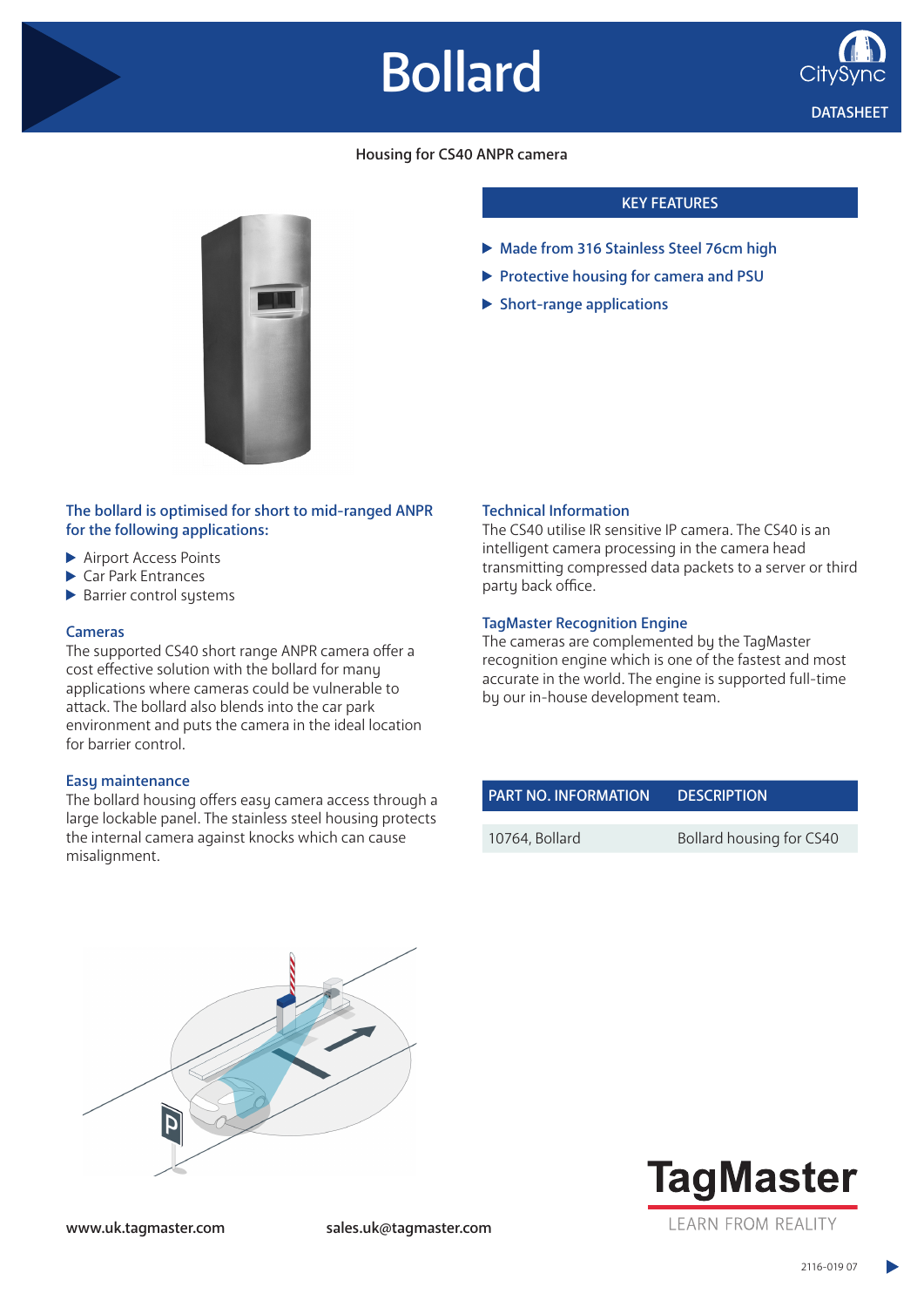# Bollard

CitySync

DATASHEET

Housing for CS40 ANPR camera

## KEY FEATURES

- Made from 316 Stainless Steel 76cm high
- Protective housing for camera and PSU
- Short-range applications

### The bollard is optimised for short to mid-ranged ANPR for the following applications:

- Airport Access Points
- Car Park Entrances
- Barrier control systems

### Cameras

The supported CS40 short range ANPR camera offer a cost effective solution with the bollard for many applications where cameras could be vulnerable to attack. The bollard also blends into the car park environment and puts the camera in the ideal location for barrier control.

### Easy maintenance

The bollard housing offers easy camera access through a large lockable panel. The stainless steel housing protects the internal camera against knocks which can cause misalignment.

### Technical Information

The CS40 utilise IR sensitive IP camera. The CS40 is an intelligent camera processing in the camera head transmitting compressed data packets to a server or third party back office.

### TagMaster Recognition Engine

The cameras are complemented by the TagMaster recognition engine which is one of the fastest and most accurate in the world. The engine is supported full-time by our in-house development team.

| PART NO. INFORMATION | DESCRIPTION |
| --- | --- |
| 10764, Bollard | Bollard housing for CS40 |

www.uk.tagmaster.com

sales.uk@tagmaster.com

TagMaster

LEARN FROM REALITY

2116-019 07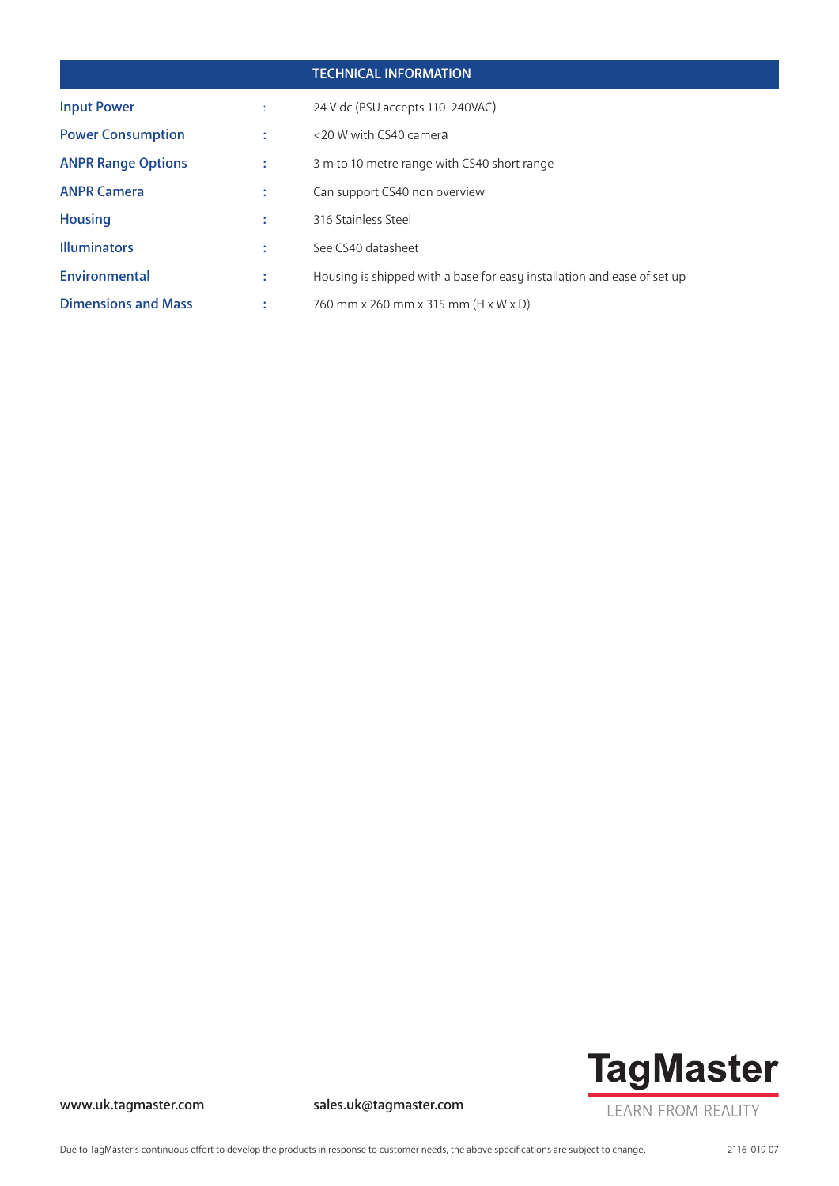## TECHNICAL INFORMATION

| | | |
|---|---|---|
| **Input Power** | : | 24 V dc (PSU accepts 110-240VAC) |
| **Power Consumption** | : | <20 W with CS40 camera |
| **ANPR Range Options** | : | 3 m to 10 metre range with CS40 short range |
| **ANPR Camera** | : | Can support CS40 non overview |
| **Housing** | : | 316 Stainless Steel |
| **Illuminators** | : | See CS40 datasheet |
| **Environmental** | : | Housing is shipped with a base for easy installation and ease of set up |
| **Dimensions and Mass** | : | 760 mm x 260 mm x 315 mm (H x W x D) |

**www.uk.tagmaster.com** **sales.uk@tagmaster.com**

TagMaster
LEARN FROM REALITY

Due to TagMaster's continuous effort to develop the products in response to customer needs, the above specifications are subject to change. 2116-019 07